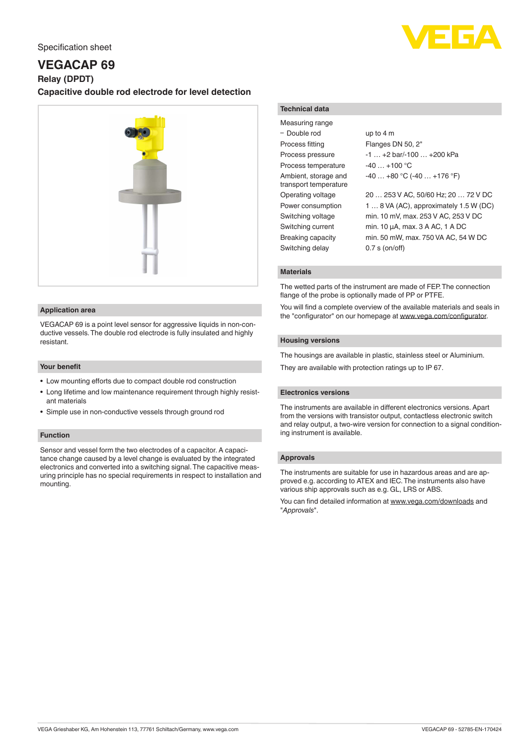Specification sheet

# VEGACAP 69

### Relay (DPDT)

### Capacitive double rod electrode for level detection

## Application area

VEGACAP 69 is a point level sensor for aggressive liquids in non-conductive vessels. The double rod electrode is fully insulated and highly resistant.

## Your benefit

- Low mounting efforts due to compact double rod construction
- Long lifetime and low maintenance requirement through highly resistant materials
- Simple use in non-conductive vessels through ground rod

## Function

Sensor and vessel form the two electrodes of a capacitor. A capacitance change caused by a level change is evaluated by the integrated electronics and converted into a switching signal. The capacitive measuring principle has no special requirements in respect to installation and mounting.

## Technical data

| | |
|---|---|
| Measuring range | |
| − Double rod | up to 4 m |
| Process fitting | Flanges DN 50, 2" |
| Process pressure | -1 … +2 bar/-100 … +200 kPa |
| Process temperature | -40 … +100 °C |
| Ambient, storage and transport temperature | -40 … +80 °C (-40 … +176 °F) |
| Operating voltage | 20 … 253 V AC, 50/60 Hz; 20 … 72 V DC |
| Power consumption | 1 … 8 VA (AC), approximately 1.5 W (DC) |
| Switching voltage | min. 10 mV, max. 253 V AC, 253 V DC |
| Switching current | min. 10 µA, max. 3 A AC, 1 A DC |
| Breaking capacity | min. 50 mW, max. 750 VA AC, 54 W DC |
| Switching delay | 0.7 s (on/off) |

## Materials

The wetted parts of the instrument are made of FEP. The connection flange of the probe is optionally made of PP or PTFE.

You will find a complete overview of the available materials and seals in the "configurator" on our homepage at www.vega.com/configurator.

## Housing versions

The housings are available in plastic, stainless steel or Aluminium.

They are available with protection ratings up to IP 67.

## Electronics versions

The instruments are available in different electronics versions. Apart from the versions with transistor output, contactless electronic switch and relay output, a two-wire version for connection to a signal conditioning instrument is available.

## Approvals

The instruments are suitable for use in hazardous areas and are approved e.g. according to ATEX and IEC. The instruments also have various ship approvals such as e.g. GL, LRS or ABS.

You can find detailed information at www.vega.com/downloads and "*Approvals*".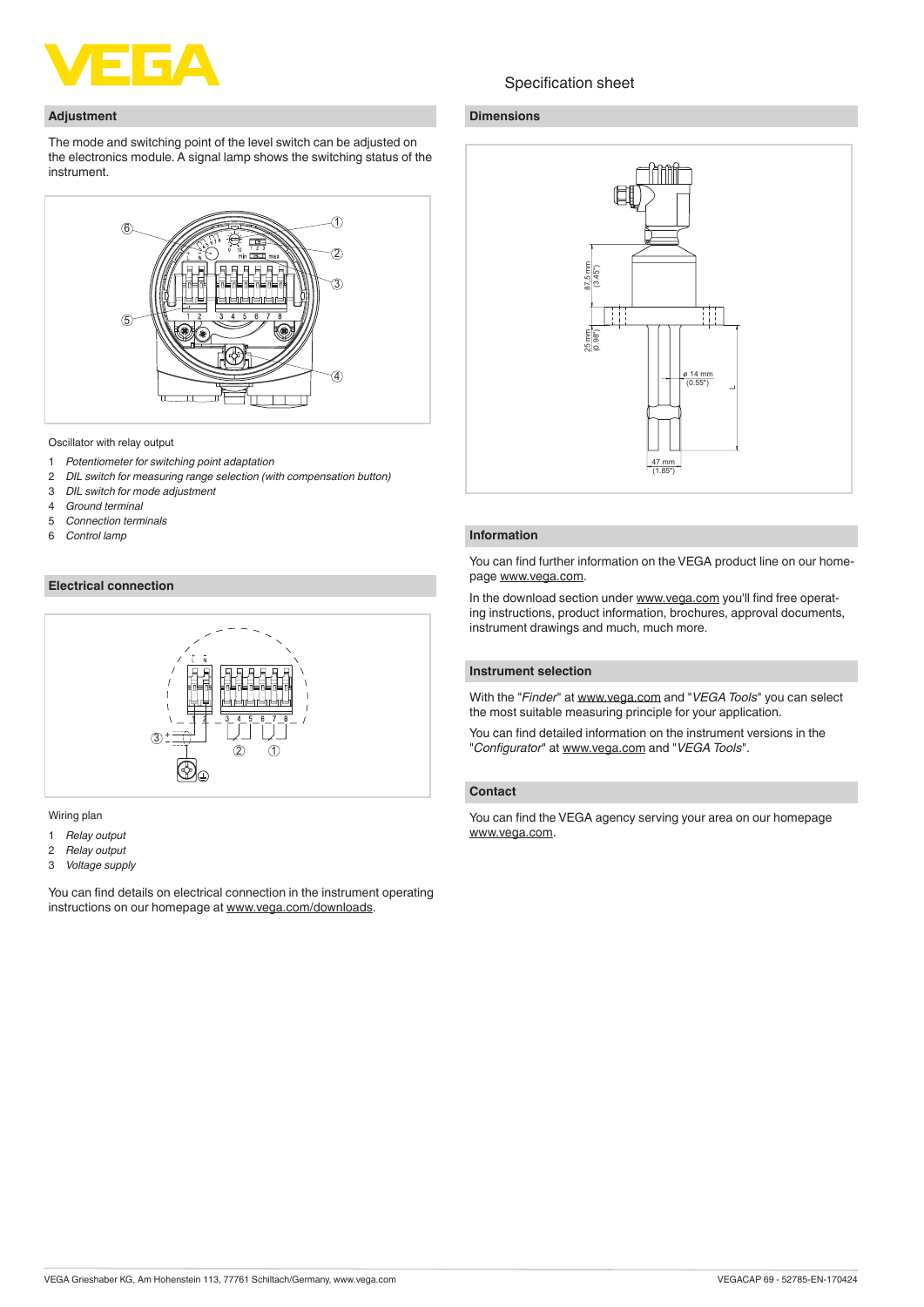Specification sheet

## Adjustment

The mode and switching point of the level switch can be adjusted on the electronics module. A signal lamp shows the switching status of the instrument.

Oscillator with relay output

1. *Potentiometer for switching point adaptation*
2. *DIL switch for measuring range selection (with compensation button)*
3. *DIL switch for mode adjustment*
4. *Ground terminal*
5. *Connection terminals*
6. *Control lamp*

## Electrical connection

Wiring plan

1. *Relay output*
2. *Relay output*
3. *Voltage supply*

You can find details on electrical connection in the instrument operating instructions on our homepage at www.vega.com/downloads.

## Dimensions

87.5 mm
(3.45")

25 mm
(0.98")

ø 14 mm
(0.55")

L

47 mm
(1.85")

## Information

You can find further information on the VEGA product line on our homepage www.vega.com.

In the download section under www.vega.com you'll find free operating instructions, product information, brochures, approval documents, instrument drawings and much, much more.

## Instrument selection

With the "*Finder*" at www.vega.com and "*VEGA Tools*" you can select the most suitable measuring principle for your application.

You can find detailed information on the instrument versions in the "*Configurator*" at www.vega.com and "*VEGA Tools*".

## Contact

You can find the VEGA agency serving your area on our homepage www.vega.com.